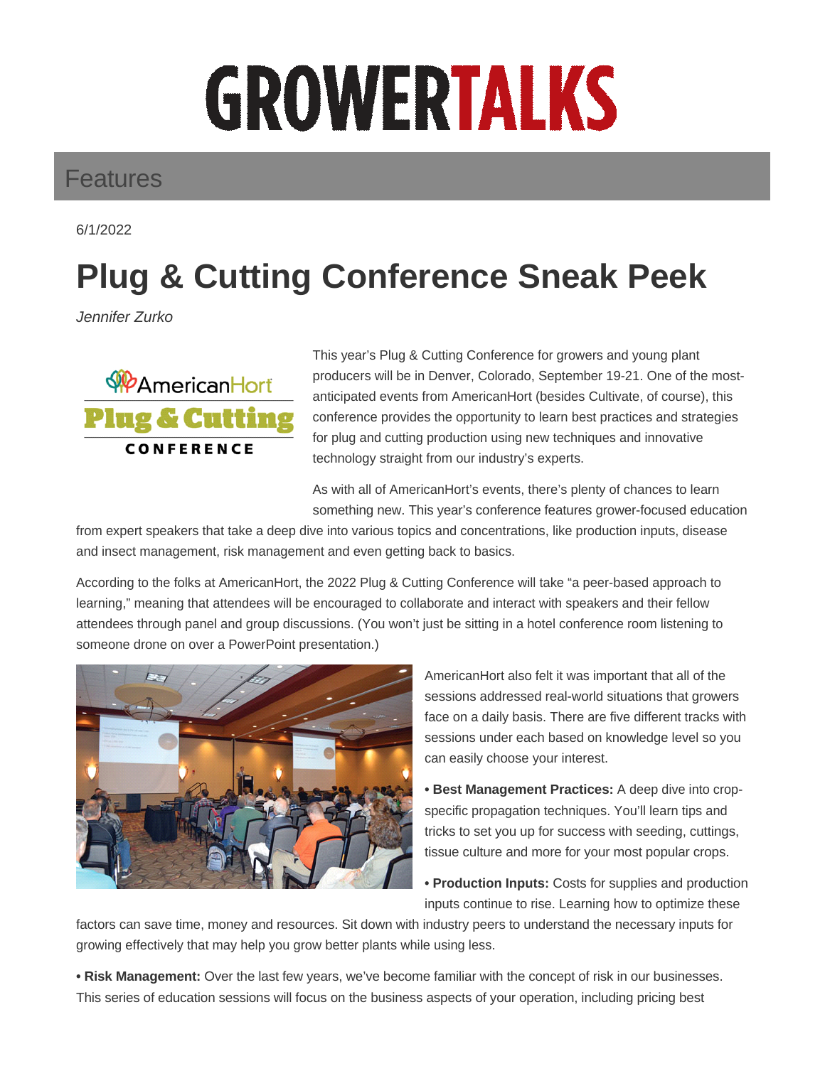# GROWERTALKS

## Features

6/1/2022

# Plug & Cutting Conference Sneak Peek

*Jennifer Zurko*

This year's Plug & Cutting Conference for growers and young plant producers will be in Denver, Colorado, September 19-21. One of the most-anticipated events from AmericanHort (besides Cultivate, of course), this conference provides the opportunity to learn best practices and strategies for plug and cutting production using new techniques and innovative technology straight from our industry's experts.

As with all of AmericanHort's events, there's plenty of chances to learn something new. This year's conference features grower-focused education from expert speakers that take a deep dive into various topics and concentrations, like production inputs, disease and insect management, risk management and even getting back to basics.

According to the folks at AmericanHort, the 2022 Plug & Cutting Conference will take "a peer-based approach to learning," meaning that attendees will be encouraged to collaborate and interact with speakers and their fellow attendees through panel and group discussions. (You won't just be sitting in a hotel conference room listening to someone drone on over a PowerPoint presentation.)

AmericanHort also felt it was important that all of the sessions addressed real-world situations that growers face on a daily basis. There are five different tracks with sessions under each based on knowledge level so you can easily choose your interest.

• **Best Management Practices:** A deep dive into crop-specific propagation techniques. You'll learn tips and tricks to set you up for success with seeding, cuttings, tissue culture and more for your most popular crops.

• **Production Inputs:** Costs for supplies and production inputs continue to rise. Learning how to optimize these factors can save time, money and resources. Sit down with industry peers to understand the necessary inputs for growing effectively that may help you grow better plants while using less.

• **Risk Management:** Over the last few years, we've become familiar with the concept of risk in our businesses. This series of education sessions will focus on the business aspects of your operation, including pricing best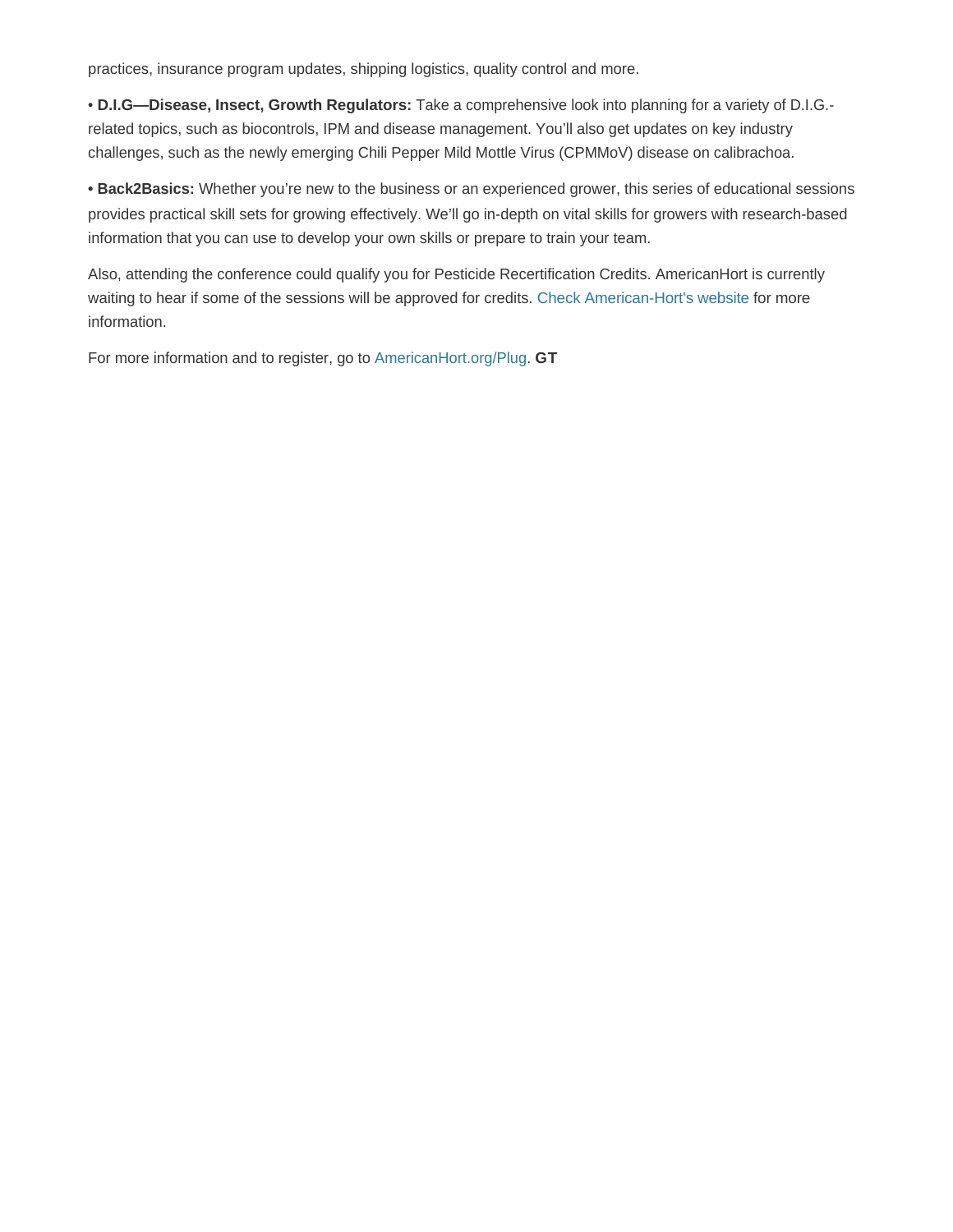practices, insurance program updates, shipping logistics, quality control and more.

• **D.I.G—Disease, Insect, Growth Regulators:** Take a comprehensive look into planning for a variety of D.I.G.-related topics, such as biocontrols, IPM and disease management. You'll also get updates on key industry challenges, such as the newly emerging Chili Pepper Mild Mottle Virus (CPMMoV) disease on calibrachoa.

• **Back2Basics:** Whether you're new to the business or an experienced grower, this series of educational sessions provides practical skill sets for growing effectively. We'll go in-depth on vital skills for growers with research-based information that you can use to develop your own skills or prepare to train your team.

Also, attending the conference could qualify you for Pesticide Recertification Credits. AmericanHort is currently waiting to hear if some of the sessions will be approved for credits. Check American-Hort's website for more information.

For more information and to register, go to AmericanHort.org/Plug. **GT**